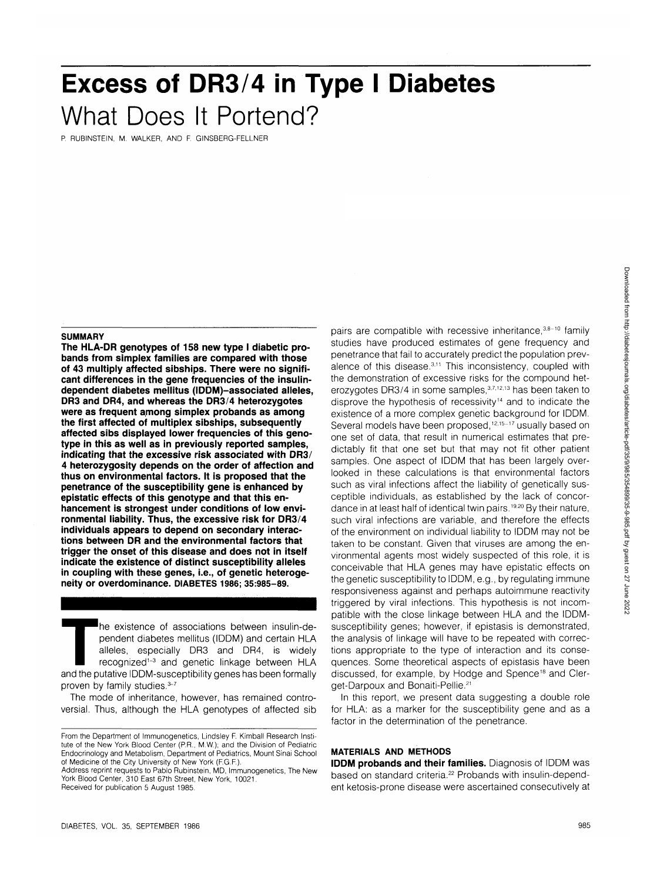# Excess of DR3/4 in Type I Diabetes

## What Does It Portend?

P. RUBINSTEIN, M. WALKER, AND F. GINSBERG-FELLNER

### SUMMARY

**The HLA-DR genotypes of 158 new type I diabetic probands from simplex families are compared with those of 43 multiply affected sibships. There were no significant differences in the gene frequencies of the insulin-dependent diabetes mellitus (IDDM)-associated alleles, DR3 and DR4, and whereas the DR3/4 heterozygotes were as frequent among simplex probands as among the first affected of multiplex sibships, subsequently affected sibs displayed lower frequencies of this genotype in this as well as in previously reported samples, indicating that the excessive risk associated with DR3/4 heterozygosity depends on the order of affection and thus on environmental factors. It is proposed that the penetrance of the susceptibility gene is enhanced by epistatic effects of this genotype and that this enhancement is strongest under conditions of low environmental liability. Thus, the excessive risk for DR3/4 individuals appears to depend on secondary interactions between DR and the environmental factors that trigger the onset of this disease and does not in itself indicate the existence of distinct susceptibility alleles in coupling with these genes, i.e., of genetic heterogeneity or overdominance.** DIABETES 1986; 35:985–89.

The existence of associations between insulin-dependent diabetes mellitus (IDDM) and certain HLA alleles, especially DR3 and DR4, is widely recognized[1–3] and genetic linkage between HLA and the putative IDDM-susceptibility genes has been formally proven by family studies.[3–7]

The mode of inheritance, however, has remained controversial. Thus, although the HLA genotypes of affected sib pairs are compatible with recessive inheritance,[3,8–10] family studies have produced estimates of gene frequency and penetrance that fail to accurately predict the population prevalence of this disease.[3,11] This inconsistency, coupled with the demonstration of excessive risks for the compound heterozygotes DR3/4 in some samples,[3,7,12,13] has been taken to disprove the hypothesis of recessivity[14] and to indicate the existence of a more complex genetic background for IDDM. Several models have been proposed,[12,15–17] usually based on one set of data, that result in numerical estimates that predictably fit that one set but that may not fit other patient samples. One aspect of IDDM that has been largely overlooked in these calculations is that environmental factors such as viral infections affect the liability of genetically susceptible individuals, as established by the lack of concordance in at least half of identical twin pairs.[19,20] By their nature, such viral infections are variable, and therefore the effects of the environment on individual liability to IDDM may not be taken to be constant. Given that viruses are among the environmental agents most widely suspected of this role, it is conceivable that HLA genes may have epistatic effects on the genetic susceptibility to IDDM, e.g., by regulating immune responsiveness against and perhaps autoimmune reactivity triggered by viral infections. This hypothesis is not incompatible with the close linkage between HLA and the IDDM-susceptibility genes; however, if epistasis is demonstrated, the analysis of linkage will have to be repeated with corrections appropriate to the type of interaction and its consequences. Some theoretical aspects of epistasis have been discussed, for example, by Hodge and Spence[18] and Clerget-Darpoux and Bonaiti-Pellie.[21]

In this report, we present data suggesting a double role for HLA: as a marker for the susceptibility gene and as a factor in the determination of the penetrance.

From the Department of Immunogenetics, Lindsley F. Kimball Research Institute of the New York Blood Center (P.R., M.W.); and the Division of Pediatric Endocrinology and Metabolism, Department of Pediatrics, Mount Sinai School of Medicine of the City University of New York (F.G.F.).
Address reprint requests to Pablo Rubinstein, MD, Immunogenetics, The New York Blood Center, 310 East 67th Street, New York, 10021.
Received for publication 5 August 1985.

### MATERIALS AND METHODS

**IDDM probands and their families.** Diagnosis of IDDM was based on standard criteria.[22] Probands with insulin-dependent ketosis-prone disease were ascertained consecutively at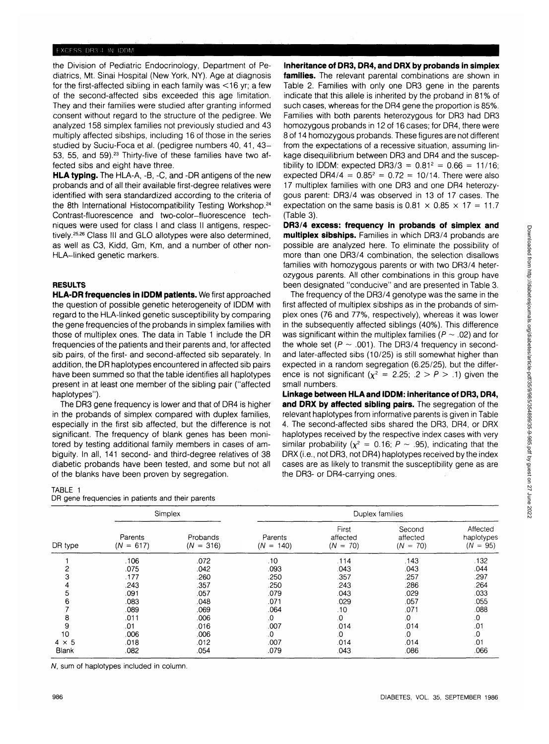the Division of Pediatric Endocrinology, Department of Pediatrics, Mt. Sinai Hospital (New York, NY). Age at diagnosis for the first-affected sibling in each family was <16 yr; a few of the second-affected sibs exceeded this age limitation. They and their families were studied after granting informed consent without regard to the structure of the pedigree. We analyzed 158 simplex families not previously studied and 43 multiply affected sibships, including 16 of those in the series studied by Suciu-Foca et al. (pedigree numbers 40, 41, 43–53, 55, and 59).[23] Thirty-five of these families have two affected sibs and eight have three.

**HLA typing.** The HLA-A, -B, -C, and -DR antigens of the new probands and of all their available first-degree relatives were identified with sera standardized according to the criteria of the 8th International Histocompatibility Testing Workshop.[24] Contrast-fluorescence and two-color–fluorescence techniques were used for class I and class II antigens, respectively.[25,26] Class III and GLO allotypes were also determined, as well as C3, Kidd, Gm, Km, and a number of other non-HLA–linked genetic markers.

## RESULTS

**HLA-DR frequencies in IDDM patients.** We first approached the question of possible genetic heterogeneity of IDDM with regard to the HLA-linked genetic susceptibility by comparing the gene frequencies of the probands in simplex families with those of multiplex ones. The data in Table 1 include the DR frequencies of the patients and their parents and, for affected sib pairs, of the first- and second-affected sib separately. In addition, the DR haplotypes encountered in affected sib pairs have been summed so that the table identifies all haplotypes present in at least one member of the sibling pair ("affected haplotypes").

The DR3 gene frequency is lower and that of DR4 is higher in the probands of simplex compared with duplex families, especially in the first sib affected, but the difference is not significant. The frequency of blank genes has been monitored by testing additional family members in cases of ambiguity. In all, 141 second- and third-degree relatives of 38 diabetic probands have been tested, and some but not all of the blanks have been proven by segregation.

TABLE 1
DR gene frequencies in patients and their parents

| | Simplex | | Duplex families | | | |
|---|---|---|---|---|---|---|
| DR type | Parents ($N$ = 617) | Probands ($N$ = 316) | Parents ($N$ = 140) | First affected ($N$ = 70) | Second affected ($N$ = 70) | Affected haplotypes ($N$ = 95) |
| 1 | .106 | .072 | .10 | .114 | .143 | .132 |
| 2 | .075 | .042 | .093 | .043 | .043 | .044 |
| 3 | .177 | .260 | .250 | .357 | .257 | .297 |
| 4 | .243 | .357 | .250 | .243 | .286 | .264 |
| 5 | .091 | .057 | .079 | .043 | .029 | .033 |
| 6 | .083 | .048 | .071 | .029 | .057 | .055 |
| 7 | .089 | .069 | .064 | .10 | .071 | .088 |
| 8 | .011 | .006 | .0 | .0 | .0 | .0 |
| 9 | .01 | .016 | .007 | .014 | .014 | .01 |
| 10 | .006 | .006 | .0 | .0 | .0 | .0 |
| 4 × 5 | .018 | .012 | .007 | .014 | .014 | .01 |
| Blank | .082 | .054 | .079 | .043 | .086 | .066 |

$N$, sum of haplotypes included in column.

**Inheritance of DR3, DR4, and DRX by probands in simplex families.** The relevant parental combinations are shown in Table 2. Families with only one DR3 gene in the parents indicate that this allele is inherited by the proband in 81% of such cases, whereas for the DR4 gene the proportion is 85%. Families with both parents heterozygous for DR3 had DR3 homozygous probands in 12 of 16 cases; for DR4, there were 8 of 14 homozygous probands. These figures are not different from the expectations of a recessive situation, assuming linkage disequilibrium between DR3 and DR4 and the susceptibility to IDDM: expected DR3/3 = $0.81^2$ = 0.66 = 11/16; expected DR4/4 = $0.85^2$ = 0.72 = 10/14. There were also 17 multiplex families with one DR3 and one DR4 heterozygous parent: DR3/4 was observed in 13 of 17 cases. The expectation on the same basis is 0.81 × 0.85 × 17 = 11.7 (Table 3).

**DR3/4 excess: frequency in probands of simplex and multiplex sibships.** Families in which DR3/4 probands are possible are analyzed here. To eliminate the possibility of more than one DR3/4 combination, the selection disallows families with homozygous parents or with two DR3/4 heterozygous parents. All other combinations in this group have been designated "conducive" and are presented in Table 3.

The frequency of the DR3/4 genotype was the same in the first affected of multiplex sibships as in the probands of simplex ones (76 and 77%, respectively), whereas it was lower in the subsequently affected siblings (40%). This difference was significant within the multiplex families ($P \sim .02$) and for the whole set ($P \sim .001$). The DR3/4 frequency in second- and later-affected sibs (10/25) is still somewhat higher than expected in a random segregation (6.25/25), but the difference is not significant ($\chi^2$ = 2.25; $.2 > P > .1$) given the small numbers.

**Linkage between HLA and IDDM: inheritance of DR3, DR4, and DRX by affected sibling pairs.** The segregation of the relevant haplotypes from informative parents is given in Table 4. The second-affected sibs shared the DR3, DR4, or DRX haplotypes received by the respective index cases with very similar probability ($\chi^2$ = 0.16; $P \sim .95$), indicating that the DRX (i.e., not DR3, not DR4) haplotypes received by the index cases are as likely to transmit the susceptibility gene as are the DR3- or DR4-carrying ones.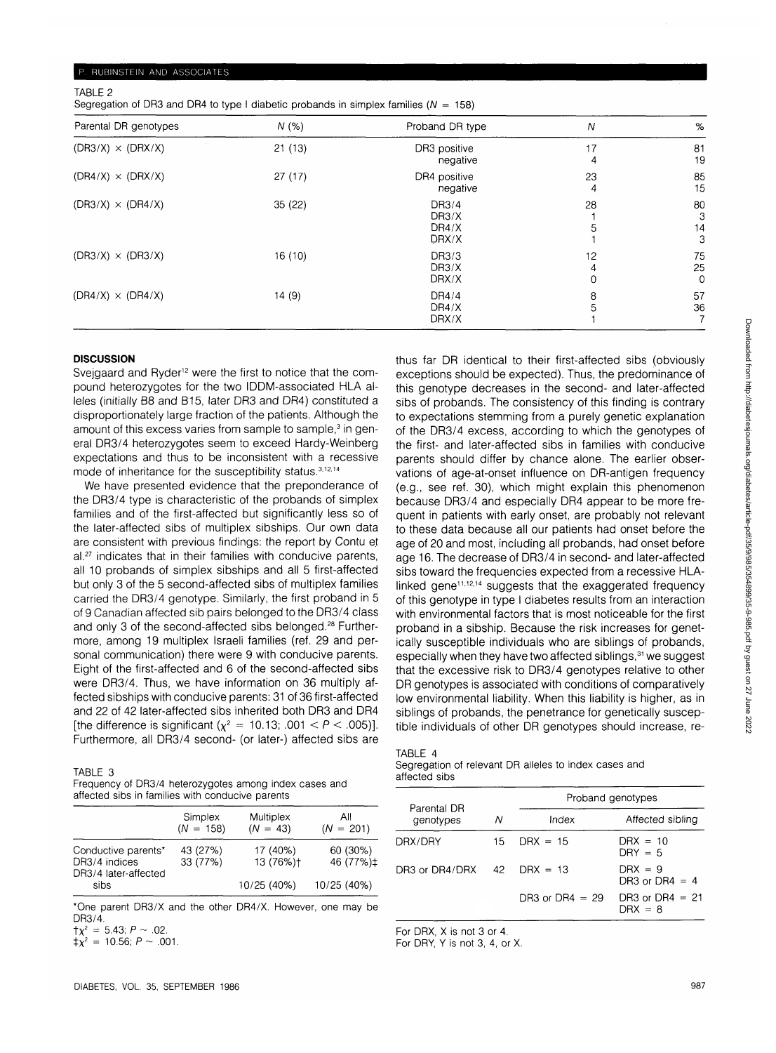TABLE 2
Segregation of DR3 and DR4 to type I diabetic probands in simplex families ($N$ = 158)

| Parental DR genotypes | N (%) | Proband DR type | N | % |
|---|---|---|---|---|
| (DR3/X) × (DRX/X) | 21 (13) | DR3 positive | 17 | 81 |
| | | negative | 4 | 19 |
| (DR4/X) × (DRX/X) | 27 (17) | DR4 positive | 23 | 85 |
| | | negative | 4 | 15 |
| (DR3/X) × (DR4/X) | 35 (22) | DR3/4 | 28 | 80 |
| | | DR3/X | 1 | 3 |
| | | DR4/X | 5 | 14 |
| | | DRX/X | 1 | 3 |
| (DR3/X) × (DR3/X) | 16 (10) | DR3/3 | 12 | 75 |
| | | DR3/X | 4 | 25 |
| | | DRX/X | 0 | 0 |
| (DR4/X) × (DR4/X) | 14 (9) | DR4/4 | 8 | 57 |
| | | DR4/X | 5 | 36 |
| | | DRX/X | 1 | 7 |

## DISCUSSION

Svejgaard and Ryder[12] were the first to notice that the compound heterozygotes for the two IDDM-associated HLA alleles (initially B8 and B15, later DR3 and DR4) constituted a disproportionately large fraction of the patients. Although the amount of this excess varies from sample to sample,[3] in general DR3/4 heterozygotes seem to exceed Hardy-Weinberg expectations and thus to be inconsistent with a recessive mode of inheritance for the susceptibility status.[3,12,14]

We have presented evidence that the preponderance of the DR3/4 type is characteristic of the probands of simplex families and of the first-affected but significantly less so of the later-affected sibs of multiplex sibships. Our own data are consistent with previous findings: the report by Contu et al.[27] indicates that in their families with conducive parents, all 10 probands of simplex sibships and all 5 first-affected but only 3 of the 5 second-affected sibs of multiplex families carried the DR3/4 genotype. Similarly, the first proband in 5 of 9 Canadian affected sib pairs belonged to the DR3/4 class and only 3 of the second-affected sibs belonged.[28] Furthermore, among 19 multiplex Israeli families (ref. 29 and personal communication) there were 9 with conducive parents. Eight of the first-affected and 6 of the second-affected sibs were DR3/4. Thus, we have information on 36 multiply affected sibships with conducive parents: 31 of 36 first-affected and 22 of 42 later-affected sibs inherited both DR3 and DR4 [the difference is significant ($\chi^2$ = 10.13; $.001 < P < .005$)]. Furthermore, all DR3/4 second- (or later-) affected sibs are thus far DR identical to their first-affected sibs (obviously exceptions should be expected). Thus, the predominance of this genotype decreases in the second- and later-affected sibs of probands. The consistency of this finding is contrary to expectations stemming from a purely genetic explanation of the DR3/4 excess, according to which the genotypes of the first- and later-affected sibs in families with conducive parents should differ by chance alone. The earlier observations of age-at-onset influence on DR-antigen frequency (e.g., see ref. 30), which might explain this phenomenon because DR3/4 and especially DR4 appear to be more frequent in patients with early onset, are probably not relevant to these data because all our patients had onset before the age of 20 and most, including all probands, had onset before age 16. The decrease of DR3/4 in second- and later-affected sibs toward the frequencies expected from a recessive HLA-linked gene[11,12,14] suggests that the exaggerated frequency of this genotype in type I diabetes results from an interaction with environmental factors that is most noticeable for the first proband in a sibship. Because the risk increases for genetically susceptible individuals who are siblings of probands, especially when they have two affected siblings,[31] we suggest that the excessive risk to DR3/4 genotypes relative to other DR genotypes is associated with conditions of comparatively low environmental liability. When this liability is higher, as in siblings of probands, the penetrance for genetically susceptible individuals of other DR genotypes should increase, re-

TABLE 3
Frequency of DR3/4 heterozygotes among index cases and affected sibs in families with conducive parents

| | Simplex ($N$ = 158) | Multiplex ($N$ = 43) | All ($N$ = 201) |
|---|---|---|---|
| Conducive parents* | 43 (27%) | 17 (40%) | 60 (30%) |
| DR3/4 indices | 33 (77%) | 13 (76%)† | 46 (77%)‡ |
| DR3/4 later-affected sibs | | 10/25 (40%) | 10/25 (40%) |

*One parent DR3/X and the other DR4/X. However, one may be DR3/4.
†$\chi^2$ = 5.43; $P \sim .02$.
‡$\chi^2$ = 10.56; $P \sim .001$.

TABLE 4
Segregation of relevant DR alleles to index cases and affected sibs

| Parental DR genotypes | N | Proband genotypes: Index | Proband genotypes: Affected sibling |
|---|---|---|---|
| DRX/DRY | 15 | DRX = 15 | DRX = 10<br>DRY = 5 |
| DR3 or DR4/DRX | 42 | DRX = 13 | DRX = 9<br>DR3 or DR4 = 4 |
| | | DR3 or DR4 = 29 | DR3 or DR4 = 21<br>DRX = 8 |

For DRX, X is not 3 or 4.
For DRY, Y is not 3, 4, or X.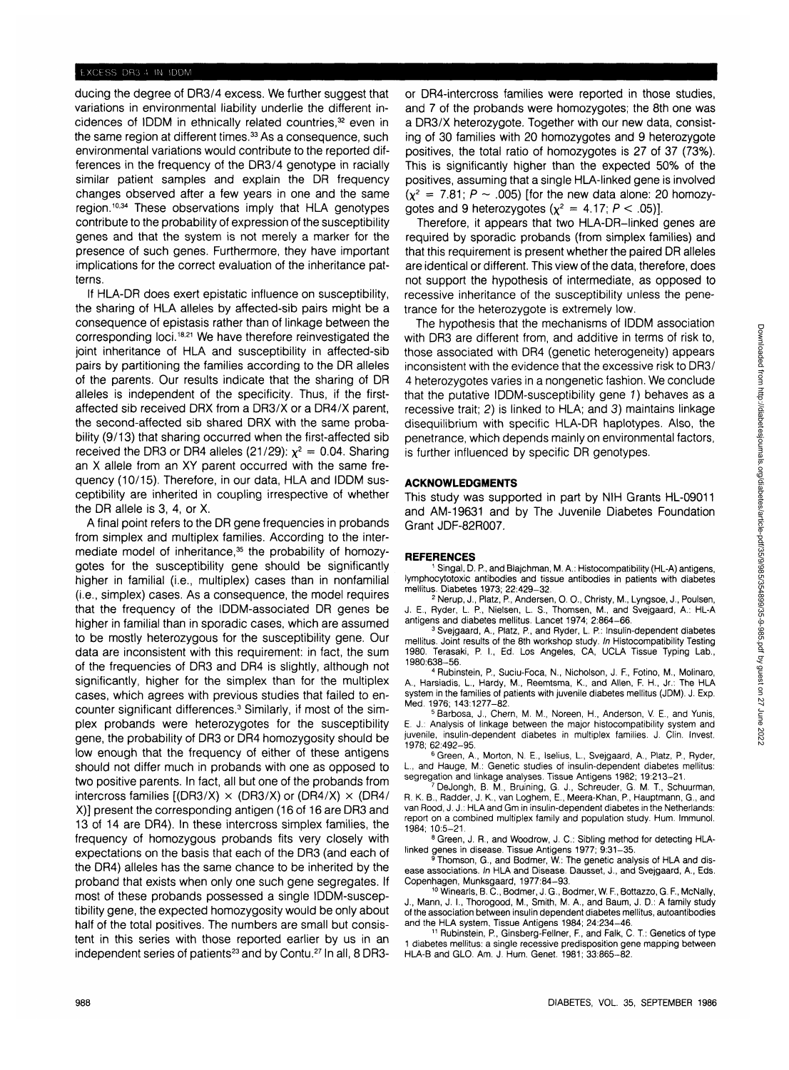ducing the degree of DR3/4 excess. We further suggest that variations in environmental liability underlie the different incidences of IDDM in ethnically related countries,[32] even in the same region at different times.[33] As a consequence, such environmental variations would contribute to the reported differences in the frequency of the DR3/4 genotype in racially similar patient samples and explain the DR frequency changes observed after a few years in one and the same region.[10,34] These observations imply that HLA genotypes contribute to the probability of expression of the susceptibility genes and that the system is not merely a marker for the presence of such genes. Furthermore, they have important implications for the correct evaluation of the inheritance patterns.

If HLA-DR does exert epistatic influence on susceptibility, the sharing of HLA alleles by affected-sib pairs might be a consequence of epistasis rather than of linkage between the corresponding loci.[18,21] We have therefore reinvestigated the joint inheritance of HLA and susceptibility in affected-sib pairs by partitioning the families according to the DR alleles of the parents. Our results indicate that the sharing of DR alleles is independent of the specificity. Thus, if the first-affected sib received DRX from a DR3/X or a DR4/X parent, the second-affected sib shared DRX with the same probability (9/13) that sharing occurred when the first-affected sib received the DR3 or DR4 alleles (21/29): $\chi^2 = 0.04$. Sharing an X allele from an XY parent occurred with the same frequency (10/15). Therefore, in our data, HLA and IDDM susceptibility are inherited in coupling irrespective of whether the DR allele is 3, 4, or X.

A final point refers to the DR gene frequencies in probands from simplex and multiplex families. According to the intermediate model of inheritance,[35] the probability of homozygotes for the susceptibility gene should be significantly higher in familial (i.e., multiplex) cases than in nonfamilial (i.e., simplex) cases. As a consequence, the model requires that the frequency of the IDDM-associated DR genes be higher in familial than in sporadic cases, which are assumed to be mostly heterozygous for the susceptibility gene. Our data are inconsistent with this requirement: in fact, the sum of the frequencies of DR3 and DR4 is slightly, although not significantly, higher for the simplex than for the multiplex cases, which agrees with previous studies that failed to encounter significant differences.[3] Similarly, if most of the simplex probands were heterozygotes for the susceptibility gene, the probability of DR3 or DR4 homozygosity should be low enough that the frequency of either of these antigens should not differ much in probands with one as opposed to two positive parents. In fact, all but one of the probands from intercross families [(DR3/X) × (DR3/X) or (DR4/X) × (DR4/X)] present the corresponding antigen (16 of 16 are DR3 and 13 of 14 are DR4). In these intercross simplex families, the frequency of homozygous probands fits very closely with expectations on the basis that each of the DR3 (and each of the DR4) alleles has the same chance to be inherited by the proband that exists when only one such gene segregates. If most of these probands possessed a single IDDM-susceptibility gene, the expected homozygosity would be only about half of the total positives. The numbers are small but consistent in this series with those reported earlier by us in an independent series of patients[23] and by Contu.[27] In all, 8 DR3- or DR4-intercross families were reported in those studies, and 7 of the probands were homozygotes; the 8th one was a DR3/X heterozygote. Together with our new data, consisting of 30 families with 20 homozygotes and 9 heterozygote positives, the total ratio of homozygotes is 27 of 37 (73%). This is significantly higher than the expected 50% of the positives, assuming that a single HLA-linked gene is involved ($\chi^2 = 7.81$; $P \sim .005$) [for the new data alone: 20 homozygotes and 9 heterozygotes ($\chi^2 = 4.17$; $P < .05$)].

Therefore, it appears that two HLA-DR–linked genes are required by sporadic probands (from simplex families) and that this requirement is present whether the paired DR alleles are identical or different. This view of the data, therefore, does not support the hypothesis of intermediate, as opposed to recessive inheritance of the susceptibility unless the penetrance for the heterozygote is extremely low.

The hypothesis that the mechanisms of IDDM association with DR3 are different from, and additive in terms of risk to, those associated with DR4 (genetic heterogeneity) appears inconsistent with the evidence that the excessive risk to DR3/4 heterozygotes varies in a nongenetic fashion. We conclude that the putative IDDM-susceptibility gene *1*) behaves as a recessive trait; *2*) is linked to HLA; and *3*) maintains linkage disequilibrium with specific HLA-DR haplotypes. Also, the penetrance, which depends mainly on environmental factors, is further influenced by specific DR genotypes.

## ACKNOWLEDGMENTS

This study was supported in part by NIH Grants HL-09011 and AM-19631 and by The Juvenile Diabetes Foundation Grant JDF-82R007.

## REFERENCES

1. Singal, D. P., and Blajchman, M. A.: Histocompatibility (HL-A) antigens, lymphocytotoxic antibodies and tissue antibodies in patients with diabetes mellitus. Diabetes 1973; 22:429–32.
2. Nerup, J., Platz, P., Andersen, O. O., Christy, M., Lyngsoe, J., Poulsen, J. E., Ryder, L. P., Nielsen, L. S., Thomsen, M., and Svejgaard, A.: HL-A antigens and diabetes mellitus. Lancet 1974; 2:864–66.
3. Svejgaard, A., Platz, P., and Ryder, L. P.: Insulin-dependent diabetes mellitus. Joint results of the 8th workshop study. *In* Histocompatibility Testing 1980. Terasaki, P. I., Ed. Los Angeles, CA, UCLA Tissue Typing Lab., 1980:638–56.
4. Rubinstein, P., Suciu-Foca, N., Nicholson, J. F., Fotino, M., Molinaro, A., Harsiadis, L., Hardy, M., Reemtsma, K., and Allen, F. H., Jr.: The HLA system in the families of patients with juvenile diabetes mellitus (JDM). J. Exp. Med. 1976; 143:1277–82.
5. Barbosa, J., Chern, M. M., Noreen, H., Anderson, V. E., and Yunis, E. J.: Analysis of linkage between the major histocompatibility system and juvenile, insulin-dependent diabetes in multiplex families. J. Clin. Invest. 1978; 62:492–95.
6. Green, A., Morton, N. E., Iselius, L., Svejgaard, A., Platz, P., Ryder, L., and Hauge, M.: Genetic studies of insulin-dependent diabetes mellitus: segregation and linkage analyses. Tissue Antigens 1982; 19:213–21.
7. DeJongh, B. M., Bruining, G. J., Schreuder, G. M. T., Schuurman, R. K. B., Radder, J. K., van Loghem, E., Meera-Khan, P., Hauptmann, G., and van Rood, J. J.: HLA and Gm in insulin-dependent diabetes in the Netherlands: report on a combined multiplex family and population study. Hum. Immunol. 1984; 10:5–21.
8. Green, J. R., and Woodrow, J. C.: Sibling method for detecting HLA-linked genes in disease. Tissue Antigens 1977; 9:31–35.
9. Thomson, G., and Bodmer, W.: The genetic analysis of HLA and disease associations. *In* HLA and Disease. Dausset, J., and Svejgaard, A., Eds. Copenhagen, Munksgaard, 1977:84–93.
10. Winearls, B. C., Bodmer, J. G., Bodmer, W. F., Bottazzo, G. F., McNally, J., Mann, J. I., Thorogood, M., Smith, M. A., and Baum, J. D.: A family study of the association between insulin dependent diabetes mellitus, autoantibodies and the HLA system. Tissue Antigens 1984; 24:234–46.
11. Rubinstein, P., Ginsberg-Fellner, F., and Falk, C. T.: Genetics of type 1 diabetes mellitus: a single recessive predisposition gene mapping between HLA-B and GLO. Am. J. Hum. Genet. 1981; 33:865–82.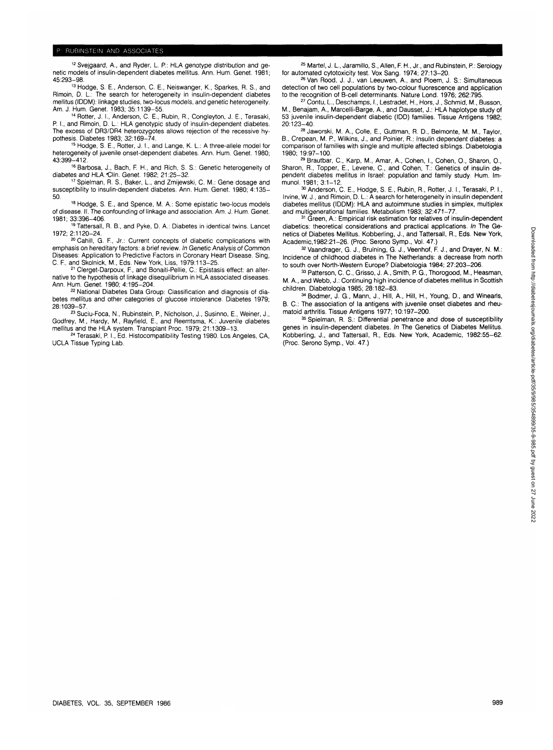[12] Svejgaard, A., and Ryder, L. P.: HLA genotype distribution and genetic models of insulin-dependent diabetes mellitus. Ann. Hum. Genet. 1981; 45:293–98.

[13] Hodge, S. E., Anderson, C. E., Neiswanger, K., Sparkes, R. S., and Rimoin, D. L.: The search for heterogeneity in insulin-dependent diabetes mellitus (IDDM): linkage studies, two-locus models, and genetic heterogeneity. Am. J. Hum. Genet. 1983; 35:1139–55.

[14] Rotter, J. I., Anderson, C. E., Rubin, R., Congleyton, J. E., Terasaki, P. I., and Rimoin, D. L.: HLA genotypic study of insulin-dependent diabetes. The excess of DR3/DR4 heterozygotes allows rejection of the recessive hypothesis. Diabetes 1983; 32:169–74.

[15] Hodge, S. E., Rotter, J. I., and Lange, K. L.: A three-allele model for heterogeneity of juvenile onset-dependent diabetes. Ann. Hum. Genet. 1980; 43:399–412.

[16] Barbosa, J., Bach, F. H., and Rich, S. S.: Genetic heterogeneity of diabetes and HLA. Clin. Genet. 1982; 21:25–32.

[17] Spielman, R. S., Baker, L., and Zmijewski, C. M.: Gene dosage and susceptibility to insulin-dependent diabetes. Ann. Hum. Genet. 1980; 4:135–50.

[18] Hodge, S. E., and Spence, M. A.: Some epistatic two-locus models of disease. II. The confounding of linkage and association. Am. J. Hum. Genet. 1981; 33:396–406.

[19] Tattersall, R. B., and Pyke, D. A.: Diabetes in identical twins. Lancet 1972; 2:1120–24.

[20] Cahill, G. F., Jr.: Current concepts of diabetic complications with emphasis on hereditary factors: a brief review. *In* Genetic Analysis of Common Diseases: Application to Predictive Factors in Coronary Heart Disease. Sing, C. F., and Skolnick, M., Eds. New York, Liss, 1979:113–25.

[21] Clerget-Darpoux, F., and Bonaiti-Pellie, C.: Epistasis effect: an alternative to the hypothesis of linkage disequilibrium in HLA associated diseases. Ann. Hum. Genet. 1980; 4:195–204.

[22] National Diabetes Data Group: Classification and diagnosis of diabetes mellitus and other categories of glucose intolerance. Diabetes 1979; 28:1039–57.

[23] Suciu-Foca, N., Rubinstein, P., Nicholson, J., Susinno, E., Weiner, J., Godfrey, M., Hardy, M., Rayfield, E., and Reemtsma, K.: Juvenile diabetes mellitus and the HLA system. Transplant Proc. 1979; 21:1309–13.

[24] Terasaki, P. I., Ed. Histocompatibility Testing 1980. Los Angeles, CA, UCLA Tissue Typing Lab.

[25] Martel, J. L., Jaramillo, S., Allen, F. H., Jr., and Rubinstein, P.: Serology for automated cytotoxicity test. Vox Sang. 1974; 27:13–20.

[26] Van Rood, J. J., van Leeuwen, A., and Ploem, J. S.: Simultaneous detection of two cell populations by two-colour fluorescence and application to the recognition of B-cell determinants. Nature Lond. 1976; 262:795.

[27] Contu, L., Deschamps, I., Lestradet, H., Hors, J., Schmid, M., Busson, M., Benajam, A., Marcelli-Barge, A., and Dausset, J.: HLA haplotype study of 53 juvenile insulin-dependent diabetic (IDD) families. Tissue Antigens 1982; 20:123–40.

[28] Jaworski, M. A., Colle, E., Guttman, R. D., Belmonte, M. M., Taylor, B., Crepean, M. P., Wilkins, J., and Poinier, R.: Insulin dependent diabetes: a comparison of families with single and multiple affected siblings. Diabetologia 1980; 19:97–100.

[29] Brautbar, C., Karp, M., Amar, A., Cohen, I., Cohen, O., Sharon, O., Sharon, R., Topper, E., Levene, C., and Cohen, T.: Genetics of insulin dependent diabetes mellitus in Israel: population and family study. Hum. Immunol. 1981; 3:1–12.

[30] Anderson, C. E., Hodge, S. E., Rubin, R., Rotter, J. I., Terasaki, P. I., Irvine, W. J., and Rimoin, D. L.: A search for heterogeneity in insulin dependent diabetes mellitus (IDDM): HLA and autoimmune studies in simplex, multiplex and multigenerational families. Metabolism 1983; 32:471–77.

[31] Green, A.: Empirical risk estimation for relatives of insulin-dependent diabetics: theoretical considerations and practical applications. *In* The Genetics of Diabetes Mellitus. Kobberling, J., and Tattersall, R., Eds. New York, Academic, 1982:21–26. (Proc. Serono Symp., Vol. 47.)

[32] Vaandrager, G. J., Bruining, G. J., Veenhof, F. J., and Drayer, N. M.: Incidence of childhood diabetes in The Netherlands: a decrease from north to south over North-Western Europe? Diabetologia 1984; 27:203–206.

[33] Patterson, C. C., Grisso, J. A., Smith, P. G., Thorogood, M., Heasman, M. A., and Webb, J.: Continuing high incidence of diabetes mellitus in Scottish children. Diabetologia 1985; 28:182–83.

[34] Bodmer, J. G., Mann, J., Hill, A., Hill, H., Young, D., and Winearls, B. C.: The association of Ia antigens with juvenile onset diabetes and rheumatoid arthritis. Tissue Antigens 1977; 10:197–200.

[35] Spielman, R. S.: Differential penetrance and dose of susceptibility genes in insulin-dependent diabetes. *In* The Genetics of Diabetes Mellitus. Kobberling, J., and Tattersall, R., Eds. New York, Academic, 1982:55–62. (Proc. Serono Symp., Vol. 47.)